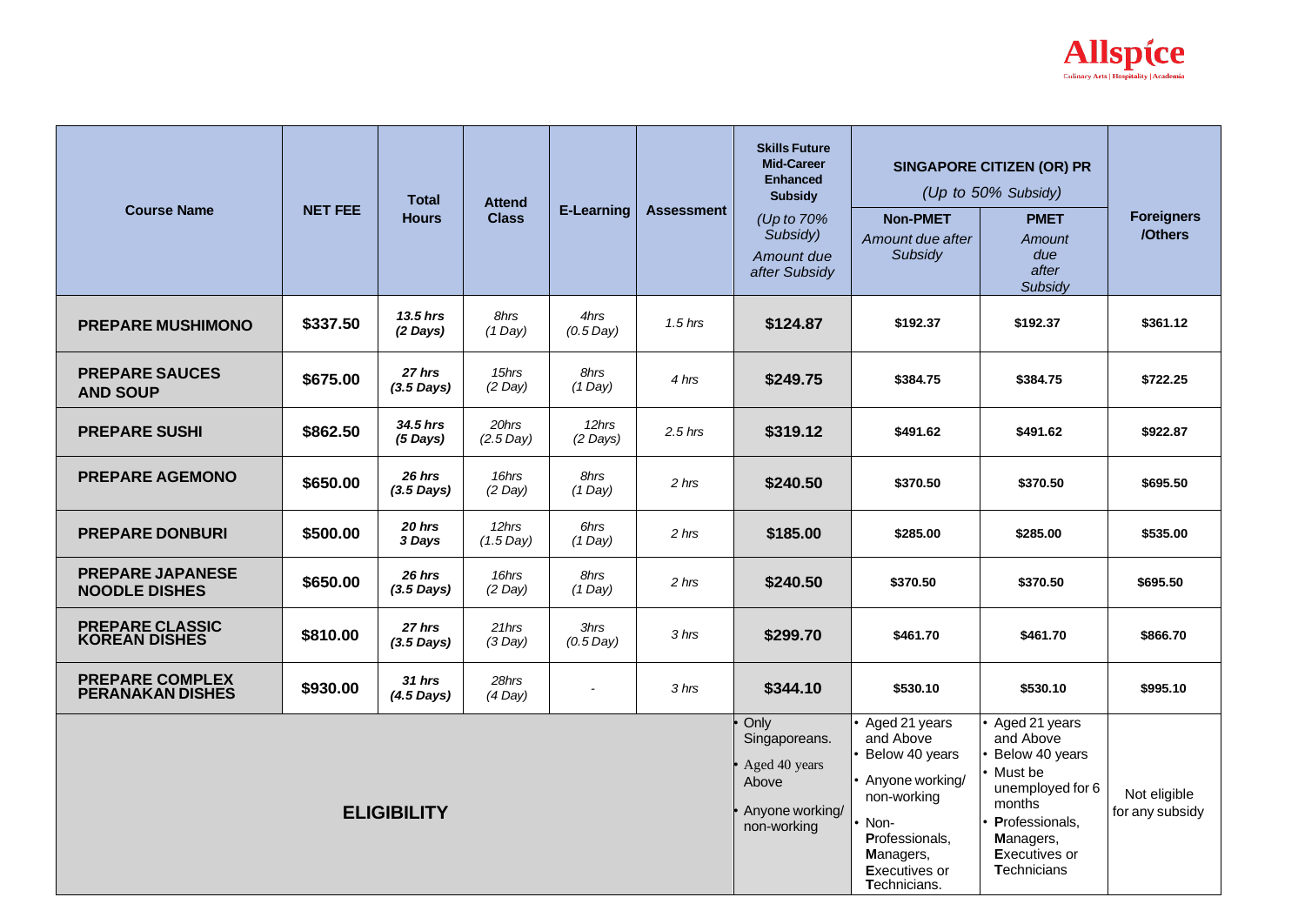| Course Name | NET FEE | Total Hours | Attend Class | E-Learning | Assessment | Skills Future Mid-Career Enhanced Subsidy *(Up to 70% Subsidy)* *Amount due after Subsidy* | SINGAPORE CITIZEN (OR) PR *(Up to 50% Subsidy)* | | Foreigners /Others |
|---|---|---|---|---|---|---|---|---|---|
| | | | | | | | **Non-PMET** *Amount due after Subsidy* | **PMET** *Amount due after Subsidy* | |
| **PREPARE MUSHIMONO** | **$337.50** | ***13.5 hrs (2 Days)*** | *8hrs (1 Day)* | *4hrs (0.5 Day)* | *1.5 hrs* | **$124.87** | **$192.37** | **$192.37** | **$361.12** |
| **PREPARE SAUCES AND SOUP** | **$675.00** | ***27 hrs (3.5 Days)*** | *15hrs (2 Day)* | *8hrs (1 Day)* | *4 hrs* | **$249.75** | **$384.75** | **$384.75** | **$722.25** |
| **PREPARE SUSHI** | **$862.50** | ***34.5 hrs (5 Days)*** | *20hrs (2.5 Day)* | *12hrs (2 Days)* | *2.5 hrs* | **$319.12** | **$491.62** | **$491.62** | **$922.87** |
| **PREPARE AGEMONO** | **$650.00** | ***26 hrs (3.5 Days)*** | *16hrs (2 Day)* | *8hrs (1 Day)* | *2 hrs* | **$240.50** | **$370.50** | **$370.50** | **$695.50** |
| **PREPARE DONBURI** | **$500.00** | ***20 hrs 3 Days*** | *12hrs (1.5 Day)* | *6hrs (1 Day)* | *2 hrs* | **$185.00** | **$285.00** | **$285.00** | **$535.00** |
| **PREPARE JAPANESE NOODLE DISHES** | **$650.00** | ***26 hrs (3.5 Days)*** | *16hrs (2 Day)* | *8hrs (1 Day)* | *2 hrs* | **$240.50** | **$370.50** | **$370.50** | **$695.50** |
| **PREPARE CLASSIC KOREAN DISHES** | **$810.00** | ***27 hrs (3.5 Days)*** | *21hrs (3 Day)* | *3hrs (0.5 Day)* | *3 hrs* | **$299.70** | **$461.70** | **$461.70** | **$866.70** |
| **PREPARE COMPLEX PERANAKAN DISHES** | **$930.00** | ***31 hrs (4.5 Days)*** | *28hrs (4 Day)* | - | *3 hrs* | **$344.10** | **$530.10** | **$530.10** | **$995.10** |
| **ELIGIBILITY** | | | | | | • Only Singaporeans.<br>• Aged 40 years Above<br>• Anyone working/ non-working | • Aged 21 years and Above<br>• Below 40 years<br>• Anyone working/ non-working<br>• Non-**P**rofessionals, **M**anagers, **E**xecutives or **T**echnicians. | • Aged 21 years and Above<br>• Below 40 years<br>• Must be unemployed for 6 months<br>• **P**rofessionals, **M**anagers, **E**xecutives or **T**echnicians | Not eligible for any subsidy |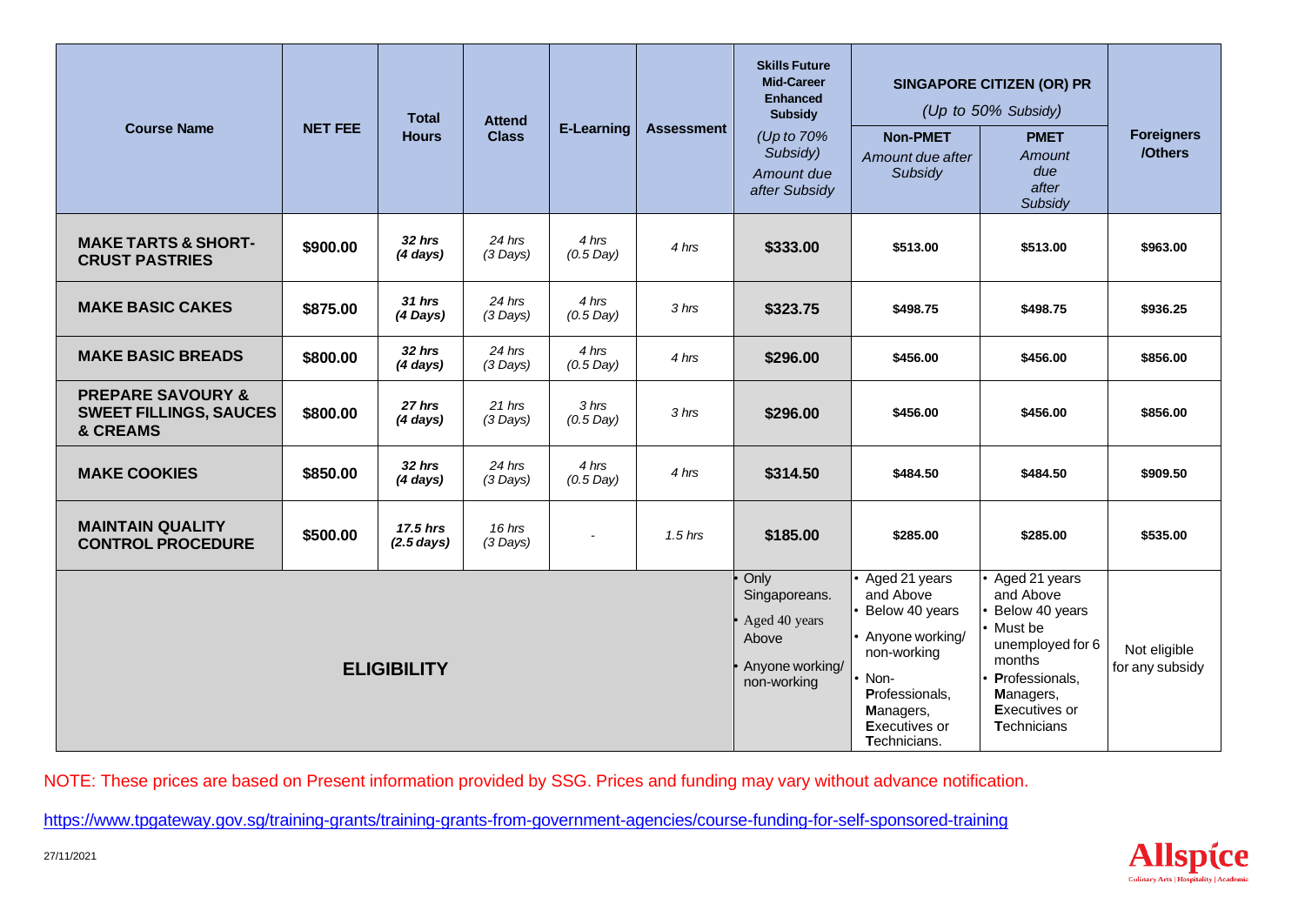| Course Name | NET FEE | Total Hours | Attend Class | E-Learning | Assessment | Skills Future Mid-Career Enhanced Subsidy (Up to 70% Subsidy) Amount due after Subsidy | SINGAPORE CITIZEN (OR) PR (Up to 50% Subsidy) | | Foreigners /Others |
|---|---|---|---|---|---|---|---|---|---|
| | | | | | | | Non-PMET Amount due after Subsidy | PMET Amount due after Subsidy | |
| **MAKE TARTS & SHORT-CRUST PASTRIES** | **$900.00** | ***32 hrs (4 days)*** | *24 hrs (3 Days)* | *4 hrs (0.5 Day)* | *4 hrs* | **$333.00** | **$513.00** | **$513.00** | **$963.00** |
| **MAKE BASIC CAKES** | **$875.00** | ***31 hrs (4 Days)*** | *24 hrs (3 Days)* | *4 hrs (0.5 Day)* | *3 hrs* | **$323.75** | **$498.75** | **$498.75** | **$936.25** |
| **MAKE BASIC BREADS** | **$800.00** | ***32 hrs (4 days)*** | *24 hrs (3 Days)* | *4 hrs (0.5 Day)* | *4 hrs* | **$296.00** | **$456.00** | **$456.00** | **$856.00** |
| **PREPARE SAVOURY & SWEET FILLINGS, SAUCES & CREAMS** | **$800.00** | ***27 hrs (4 days)*** | *21 hrs (3 Days)* | *3 hrs (0.5 Day)* | *3 hrs* | **$296.00** | **$456.00** | **$456.00** | **$856.00** |
| **MAKE COOKIES** | **$850.00** | ***32 hrs (4 days)*** | *24 hrs (3 Days)* | *4 hrs (0.5 Day)* | *4 hrs* | **$314.50** | **$484.50** | **$484.50** | **$909.50** |
| **MAINTAIN QUALITY CONTROL PROCEDURE** | **$500.00** | ***17.5 hrs (2.5 days)*** | *16 hrs (3 Days)* | - | *1.5 hrs* | **$185.00** | **$285.00** | **$285.00** | **$535.00** |
| **ELIGIBILITY** | | | | | | • Only Singaporeans.<br>• Aged 40 years Above<br>• Anyone working/ non-working | • Aged 21 years and Above<br>• Below 40 years<br>• Anyone working/ non-working<br>• Non-**P**rofessionals, **M**anagers, **E**xecutives or **T**echnicians. | • Aged 21 years and Above<br>• Below 40 years<br>• Must be unemployed for 6 months<br>• **P**rofessionals, **M**anagers, **E**xecutives or **T**echnicians | Not eligible for any subsidy |

NOTE: These prices are based on Present information provided by SSG. Prices and funding may vary without advance notification.

https://www.tpgateway.gov.sg/training-grants/training-grants-from-government-agencies/course-funding-for-self-sponsored-training

27/11/2021

Allspice
Culinary Arts | Hospitality | Academic